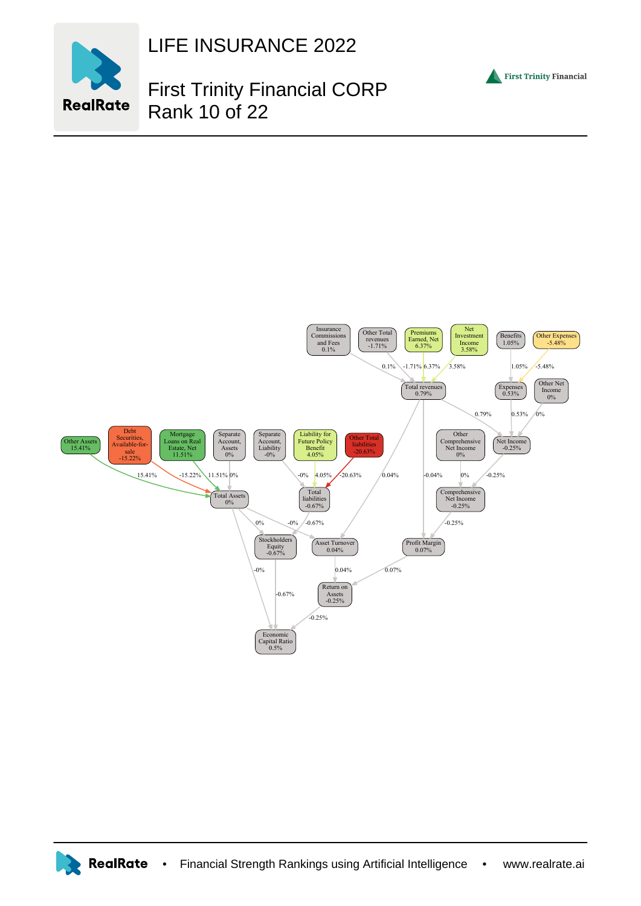# LIFE INSURANCE 2022

## First Trinity Financial CORP
## Rank 10 of 22

Insurance Commissions and Fees 0.1%

Other Total revenues -1.71%

Premiums Earned, Net 6.37%

Net Investment Income 3.58%

Benefits 1.05%

Other Expenses -5.48%

Total revenues 0.79%

Expenses 0.53%

Other Net Income 0%

Other Assets 15.41%

Debt Securities, Available-for-sale -15.22%

Mortgage Loans on Real Estate, Net 11.51%

Separate Account, Assets 0%

Separate Account, Liability -0%

Liability for Future Policy Benefit 4.05%

Other Total liabilities -20.63%

Other Comprehensive Net Income 0%

Net Income -0.25%

Total Assets 0%

Total liabilities -0.67%

Comprehensive Net Income -0.25%

Stockholders Equity -0.67%

Asset Turnover 0.04%

Profit Margin 0.07%

Return on Assets -0.25%

Economic Capital Ratio 0.5%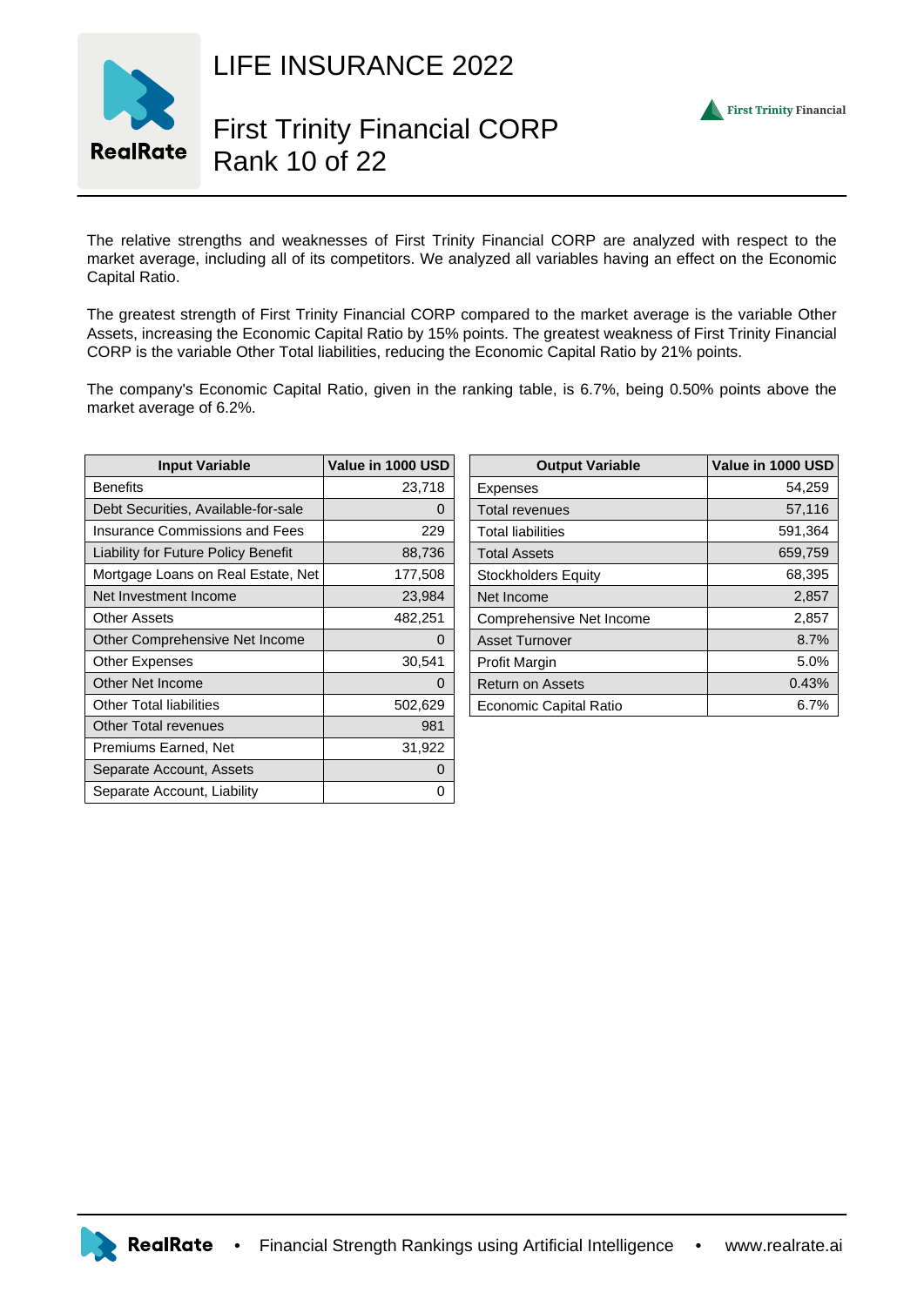# LIFE INSURANCE 2022

## First Trinity Financial CORP
## Rank 10 of 22

The relative strengths and weaknesses of First Trinity Financial CORP are analyzed with respect to the market average, including all of its competitors. We analyzed all variables having an effect on the Economic Capital Ratio.

The greatest strength of First Trinity Financial CORP compared to the market average is the variable Other Assets, increasing the Economic Capital Ratio by 15% points. The greatest weakness of First Trinity Financial CORP is the variable Other Total liabilities, reducing the Economic Capital Ratio by 21% points.

The company's Economic Capital Ratio, given in the ranking table, is 6.7%, being 0.50% points above the market average of 6.2%.

| Input Variable | Value in 1000 USD |
|---|---|
| Benefits | 23,718 |
| Debt Securities, Available-for-sale | 0 |
| Insurance Commissions and Fees | 229 |
| Liability for Future Policy Benefit | 88,736 |
| Mortgage Loans on Real Estate, Net | 177,508 |
| Net Investment Income | 23,984 |
| Other Assets | 482,251 |
| Other Comprehensive Net Income | 0 |
| Other Expenses | 30,541 |
| Other Net Income | 0 |
| Other Total liabilities | 502,629 |
| Other Total revenues | 981 |
| Premiums Earned, Net | 31,922 |
| Separate Account, Assets | 0 |
| Separate Account, Liability | 0 |

| Output Variable | Value in 1000 USD |
|---|---|
| Expenses | 54,259 |
| Total revenues | 57,116 |
| Total liabilities | 591,364 |
| Total Assets | 659,759 |
| Stockholders Equity | 68,395 |
| Net Income | 2,857 |
| Comprehensive Net Income | 2,857 |
| Asset Turnover | 8.7% |
| Profit Margin | 5.0% |
| Return on Assets | 0.43% |
| Economic Capital Ratio | 6.7% |